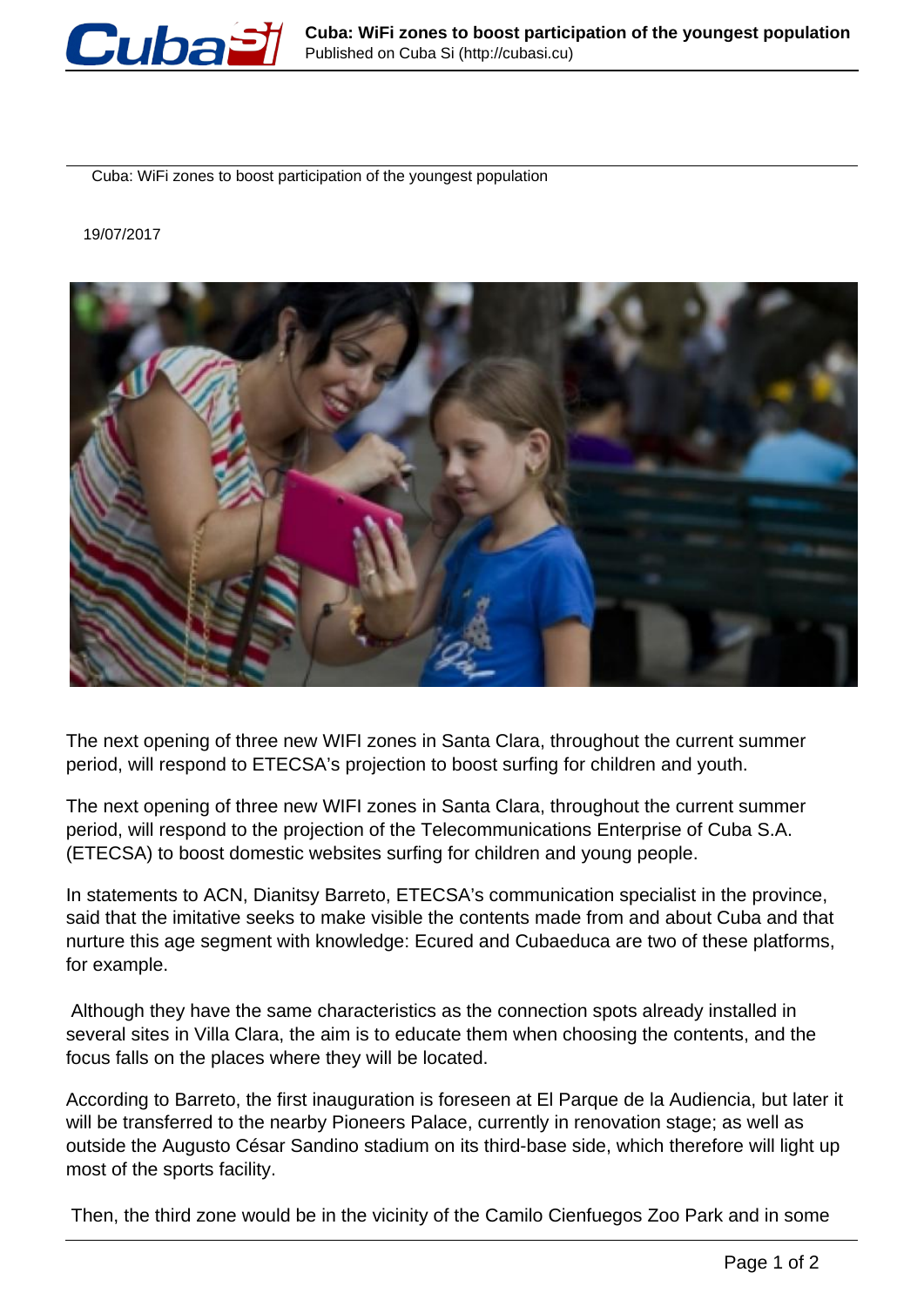Cuba: WiFi zones to boost participation of the youngest population

19/07/2017

The next opening of three new WIFI zones in Santa Clara, throughout the current summer period, will respond to ETECSA's projection to boost surfing for children and youth.

The next opening of three new WIFI zones in Santa Clara, throughout the current summer period, will respond to the projection of the Telecommunications Enterprise of Cuba S.A. (ETECSA) to boost domestic websites surfing for children and young people.

In statements to ACN, Dianitsy Barreto, ETECSA's communication specialist in the province, said that the imitative seeks to make visible the contents made from and about Cuba and that nurture this age segment with knowledge: Ecured and Cubaeduca are two of these platforms, for example.

Although they have the same characteristics as the connection spots already installed in several sites in Villa Clara, the aim is to educate them when choosing the contents, and the focus falls on the places where they will be located.

According to Barreto, the first inauguration is foreseen at El Parque de la Audiencia, but later it will be transferred to the nearby Pioneers Palace, currently in renovation stage; as well as outside the Augusto César Sandino stadium on its third-base side, which therefore will light up most of the sports facility.

Then, the third zone would be in the vicinity of the Camilo Cienfuegos Zoo Park and in some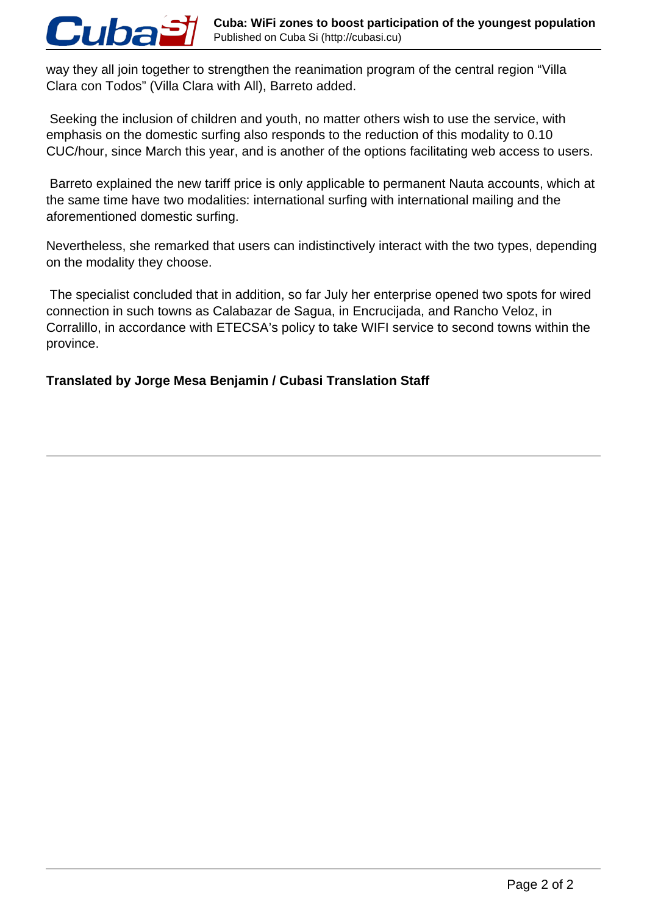way they all join together to strengthen the reanimation program of the central region "Villa Clara con Todos" (Villa Clara with All), Barreto added.

Seeking the inclusion of children and youth, no matter others wish to use the service, with emphasis on the domestic surfing also responds to the reduction of this modality to 0.10 CUC/hour, since March this year, and is another of the options facilitating web access to users.

Barreto explained the new tariff price is only applicable to permanent Nauta accounts, which at the same time have two modalities: international surfing with international mailing and the aforementioned domestic surfing.

Nevertheless, she remarked that users can indistinctively interact with the two types, depending on the modality they choose.

The specialist concluded that in addition, so far July her enterprise opened two spots for wired connection in such towns as Calabazar de Sagua, in Encrucijada, and Rancho Veloz, in Corralillo, in accordance with ETECSA's policy to take WIFI service to second towns within the province.

**Translated by Jorge Mesa Benjamin / Cubasi Translation Staff**